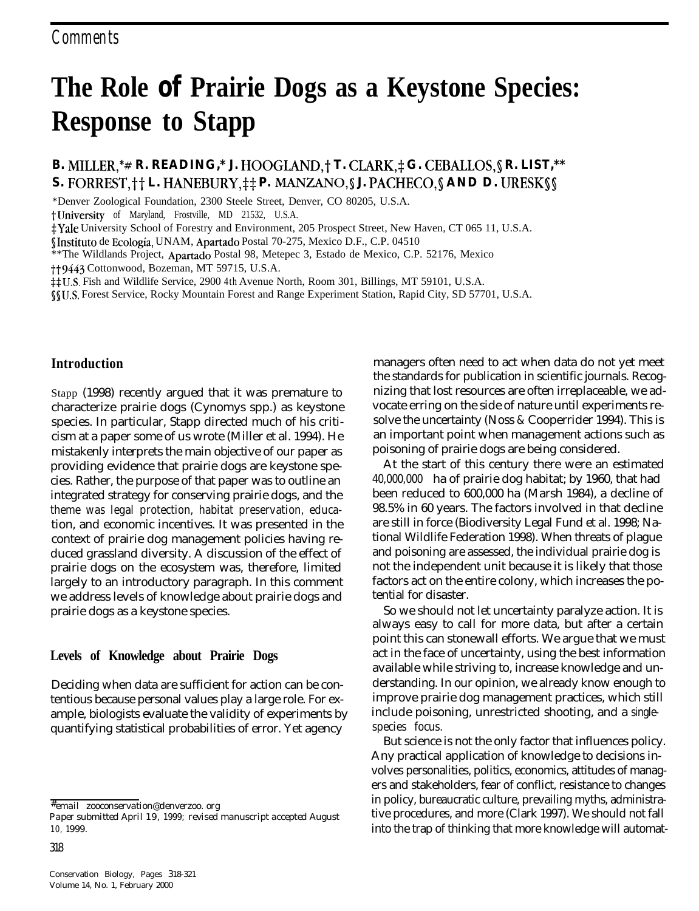Comments

# The Role of Prairie Dogs as a Keystone Species: Response to Stapp

**B. MILLER,*# R. READING,* J. HOOGLAND,† T. CLARK,‡ G. CEBALLOS,§ R. LIST,** S. FORREST,†† L. HANEBURY,‡‡ P. MANZANO,§ J. PACHECO,§ AND D. URESK§§**

*Denver Zoological Foundation, 2300 Steele Street, Denver, CO 80205, U.S.A.

†University of Maryland, Frostville, MD 21532, U.S.A.

‡Yale University School of Forestry and Environment, 205 Prospect Street, New Haven, CT 065 11, U.S.A.

§Instituto de Ecología, UNAM, Apartado Postal 70-275, Mexico D.F., C.P. 04510

**The Wildlands Project, Apartado Postal 98, Metepec 3, Estado de Mexico, C.P. 52176, Mexico

††9443 Cottonwood, Bozeman, MT 59715, U.S.A.

‡‡U.S. Fish and Wildlife Service, 2900 4th Avenue North, Room 301, Billings, MT 59101, U.S.A.

§§U.S. Forest Service, Rocky Mountain Forest and Range Experiment Station, Rapid City, SD 57701, U.S.A.

## Introduction

Stapp (1998) recently argued that it was premature to characterize prairie dogs (Cynomys spp.) as keystone species. In particular, Stapp directed much of his criticism at a paper some of us wrote (Miller et al. 1994). He mistakenly interprets the main objective of our paper as providing evidence that prairie dogs are keystone species. Rather, the purpose of that paper was to outline an integrated strategy for conserving prairie dogs, and the theme was legal protection, habitat preservation, education, and economic incentives. It was presented in the context of prairie dog management policies having reduced grassland diversity. A discussion of the effect of prairie dogs on the ecosystem was, therefore, limited largely to an introductory paragraph. In this comment we address levels of knowledge about prairie dogs and prairie dogs as a keystone species.

## Levels of Knowledge about Prairie Dogs

Deciding when data are sufficient for action can be contentious because personal values play a large role. For example, biologists evaluate the validity of experiments by quantifying statistical probabilities of error. Yet agency managers often need to act when data do not yet meet the standards for publication in scientific journals. Recognizing that lost resources are often irreplaceable, we advocate erring on the side of nature until experiments resolve the uncertainty (Noss & Cooperrider 1994). This is an important point when management actions such as poisoning of prairie dogs are being considered.

At the start of this century there were an estimated 40,000,000 ha of prairie dog habitat; by 1960, that had been reduced to 600,000 ha (Marsh 1984), a decline of 98.5% in 60 years. The factors involved in that decline are still in force (Biodiversity Legal Fund et al. 1998; National Wildlife Federation 1998). When threats of plague and poisoning are assessed, the individual prairie dog is not the independent unit because it is likely that those factors act on the entire colony, which increases the potential for disaster.

So we should not let uncertainty paralyze action. It is always easy to call for more data, but after a certain point this can stonewall efforts. We argue that we must act in the face of uncertainty, using the best information available while striving to, increase knowledge and understanding. In our opinion, we already know enough to improve prairie dog management practices, which still include poisoning, unrestricted shooting, and a single-species focus.

But science is not the only factor that influences policy. Any practical application of knowledge to decisions involves personalities, politics, economics, attitudes of managers and stakeholders, fear of conflict, resistance to changes in policy, bureaucratic culture, prevailing myths, administrative procedures, and more (Clark 1997). We should not fall into the trap of thinking that more knowledge will automat-

#email zooconservation@denverzoo.org

Paper submitted April 19, 1999; revised manuscript accepted August 10, 1999.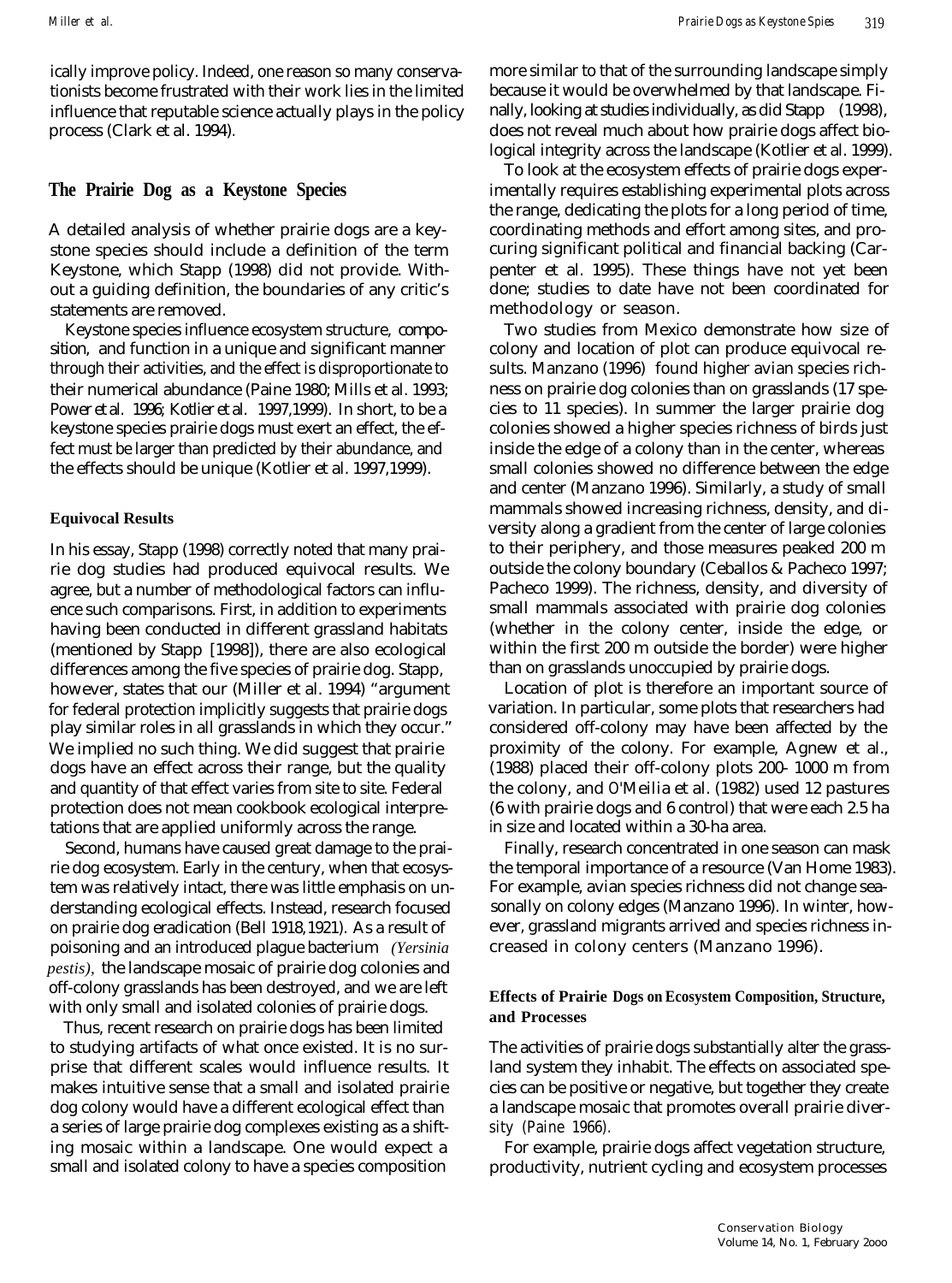ically improve policy. Indeed, one reason so many conservationists become frustrated with their work lies in the limited influence that reputable science actually plays in the policy process (Clark et al. 1994).

## The Prairie Dog as a Keystone Species

A detailed analysis of whether prairie dogs are a keystone species should include a definition of the term Keystone, which Stapp (1998) did not provide. Without a guiding definition, the boundaries of any critic's statements are removed.

Keystone species influence ecosystem structure, composition, and function in a unique and significant manner through their activities, and the effect is disproportionate to their numerical abundance (Paine 1980; Mills et al. 1993; Power et al. 1996; Kotlier et al. 1997,1999). In short, to be a keystone species prairie dogs must exert an effect, the effect must be larger than predicted by their abundance, and the effects should be unique (Kotlier et al. 1997,1999).

### Equivocal Results

In his essay, Stapp (1998) correctly noted that many prairie dog studies had produced equivocal results. We agree, but a number of methodological factors can influence such comparisons. First, in addition to experiments having been conducted in different grassland habitats (mentioned by Stapp [1998]), there are also ecological differences among the five species of prairie dog. Stapp, however, states that our (Miller et al. 1994) "argument for federal protection implicitly suggests that prairie dogs play similar roles in all grasslands in which they occur." We implied no such thing. We did suggest that prairie dogs have an effect across their range, but the quality and quantity of that effect varies from site to site. Federal protection does not mean cookbook ecological interpretations that are applied uniformly across the range.

Second, humans have caused great damage to the prairie dog ecosystem. Early in the century, when that ecosystem was relatively intact, there was little emphasis on understanding ecological effects. Instead, research focused on prairie dog eradication (Bell 1918,1921). As a result of poisoning and an introduced plague bacterium *(Yersinia pestis)*, the landscape mosaic of prairie dog colonies and off-colony grasslands has been destroyed, and we are left with only small and isolated colonies of prairie dogs.

Thus, recent research on prairie dogs has been limited to studying artifacts of what once existed. It is no surprise that different scales would influence results. It makes intuitive sense that a small and isolated prairie dog colony would have a different ecological effect than a series of large prairie dog complexes existing as a shifting mosaic within a landscape. One would expect a small and isolated colony to have a species composition more similar to that of the surrounding landscape simply because it would be overwhelmed by that landscape. Finally, looking at studies individually, as did Stapp (1998), does not reveal much about how prairie dogs affect biological integrity across the landscape (Kotlier et al. 1999).

To look at the ecosystem effects of prairie dogs experimentally requires establishing experimental plots across the range, dedicating the plots for a long period of time, coordinating methods and effort among sites, and procuring significant political and financial backing (Carpenter et al. 1995). These things have not yet been done; studies to date have not been coordinated for methodology or season.

Two studies from Mexico demonstrate how size of colony and location of plot can produce equivocal results. Manzano (1996) found higher avian species richness on prairie dog colonies than on grasslands (17 species to 11 species). In summer the larger prairie dog colonies showed a higher species richness of birds just inside the edge of a colony than in the center, whereas small colonies showed no difference between the edge and center (Manzano 1996). Similarly, a study of small mammals showed increasing richness, density, and diversity along a gradient from the center of large colonies to their periphery, and those measures peaked 200 m outside the colony boundary (Ceballos & Pacheco 1997; Pacheco 1999). The richness, density, and diversity of small mammals associated with prairie dog colonies (whether in the colony center, inside the edge, or within the first 200 m outside the border) were higher than on grasslands unoccupied by prairie dogs.

Location of plot is therefore an important source of variation. In particular, some plots that researchers had considered off-colony may have been affected by the proximity of the colony. For example, Agnew et al., (1988) placed their off-colony plots 200- 1000 m from the colony, and O'Meilia et al. (1982) used 12 pastures (6 with prairie dogs and 6 control) that were each 2.5 ha in size and located within a 30-ha area.

Finally, research concentrated in one season can mask the temporal importance of a resource (Van Horne 1983). For example, avian species richness did not change seasonally on colony edges (Manzano 1996). In winter, however, grassland migrants arrived and species richness increased in colony centers (Manzano 1996).

### Effects of Prairie Dogs on Ecosystem Composition, Structure, and Processes

The activities of prairie dogs substantially alter the grassland system they inhabit. The effects on associated species can be positive or negative, but together they create a landscape mosaic that promotes overall prairie diversity (Paine 1966).

For example, prairie dogs affect vegetation structure, productivity, nutrient cycling and ecosystem processes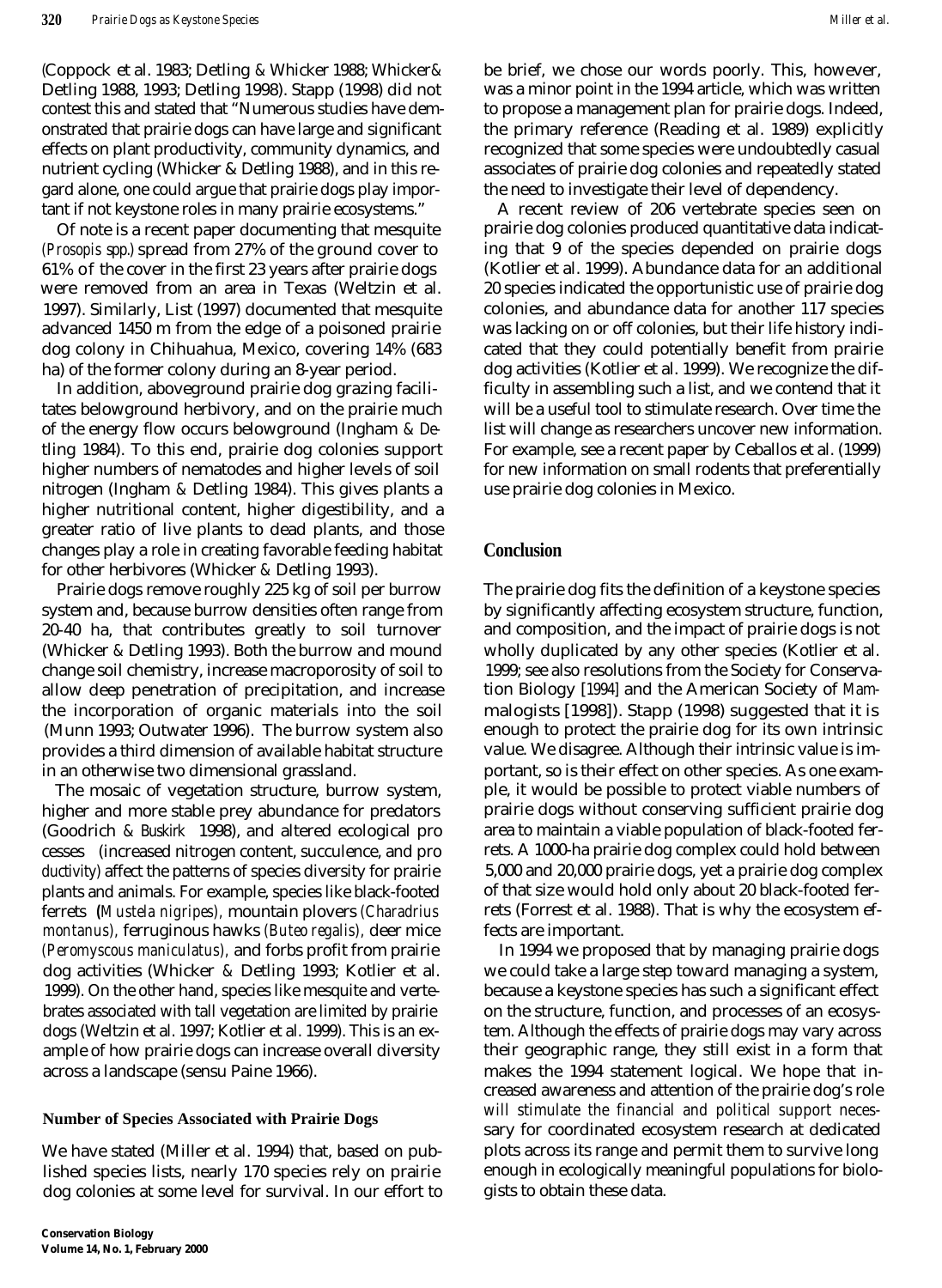(Coppock et al. 1983; Detling & Whicker 1988; Whicker & Detling 1988, 1993; Detling 1998). Stapp (1998) did not contest this and stated that "Numerous studies have demonstrated that prairie dogs can have large and significant effects on plant productivity, community dynamics, and nutrient cycling (Whicker & Detling 1988), and in this regard alone, one could argue that prairie dogs play important if not keystone roles in many prairie ecosystems."

Of note is a recent paper documenting that mesquite (*Prosopis* spp.) spread from 27% of the ground cover to 61% of the cover in the first 23 years after prairie dogs were removed from an area in Texas (Weltzin et al. 1997). Similarly, List (1997) documented that mesquite advanced 1450 m from the edge of a poisoned prairie dog colony in Chihuahua, Mexico, covering 14% (683 ha) of the former colony during an 8-year period.

In addition, aboveground prairie dog grazing facilitates belowground herbivory, and on the prairie much of the energy flow occurs belowground (Ingham & Detling 1984). To this end, prairie dog colonies support higher numbers of nematodes and higher levels of soil nitrogen (Ingham & Detling 1984). This gives plants a higher nutritional content, higher digestibility, and a greater ratio of live plants to dead plants, and those changes play a role in creating favorable feeding habitat for other herbivores (Whicker & Detling 1993).

Prairie dogs remove roughly 225 kg of soil per burrow system and, because burrow densities often range from 20-40 ha, that contributes greatly to soil turnover (Whicker & Detling 1993). Both the burrow and mound change soil chemistry, increase macroporosity of soil to allow deep penetration of precipitation, and increase the incorporation of organic materials into the soil (Munn 1993; Outwater 1996). The burrow system also provides a third dimension of available habitat structure in an otherwise two dimensional grassland.

The mosaic of vegetation structure, burrow system, higher and more stable prey abundance for predators (Goodrich & Buskirk 1998), and altered ecological processes (increased nitrogen content, succulence, and productivity) affect the patterns of species diversity for prairie plants and animals. For example, species like black-footed ferrets (*Mustela nigripes*), mountain plovers (*Charadrius montanus*), ferruginous hawks (*Buteo regalis*), deer mice (*Peromyscous maniculatus*), and forbs profit from prairie dog activities (Whicker & Detling 1993; Kotlier et al. 1999). On the other hand, species like mesquite and vertebrates associated with tall vegetation are limited by prairie dogs (Weltzin et al. 1997; Kotlier et al. 1999). This is an example of how prairie dogs can increase overall diversity across a landscape (sensu Paine 1966).

### Number of Species Associated with Prairie Dogs

We have stated (Miller et al. 1994) that, based on published species lists, nearly 170 species rely on prairie dog colonies at some level for survival. In our effort to be brief, we chose our words poorly. This, however, was a minor point in the 1994 article, which was written to propose a management plan for prairie dogs. Indeed, the primary reference (Reading et al. 1989) explicitly recognized that some species were undoubtedly casual associates of prairie dog colonies and repeatedly stated the need to investigate their level of dependency.

A recent review of 206 vertebrate species seen on prairie dog colonies produced quantitative data indicating that 9 of the species depended on prairie dogs (Kotlier et al. 1999). Abundance data for an additional 20 species indicated the opportunistic use of prairie dog colonies, and abundance data for another 117 species was lacking on or off colonies, but their life history indicated that they could potentially benefit from prairie dog activities (Kotlier et al. 1999). We recognize the difficulty in assembling such a list, and we contend that it will be a useful tool to stimulate research. Over time the list will change as researchers uncover new information. For example, see a recent paper by Ceballos et al. (1999) for new information on small rodents that preferentially use prairie dog colonies in Mexico.

## Conclusion

The prairie dog fits the definition of a keystone species by significantly affecting ecosystem structure, function, and composition, and the impact of prairie dogs is not wholly duplicated by any other species (Kotlier et al. 1999; see also resolutions from the Society for Conservation Biology [1994] and the American Society of Mammalogists [1998]). Stapp (1998) suggested that it is enough to protect the prairie dog for its own intrinsic value. We disagree. Although their intrinsic value is important, so is their effect on other species. As one example, it would be possible to protect viable numbers of prairie dogs without conserving sufficient prairie dog area to maintain a viable population of black-footed ferrets. A 1000-ha prairie dog complex could hold between 5,000 and 20,000 prairie dogs, yet a prairie dog complex of that size would hold only about 20 black-footed ferrets (Forrest et al. 1988). That is why the ecosystem effects are important.

In 1994 we proposed that by managing prairie dogs we could take a large step toward managing a system, because a keystone species has such a significant effect on the structure, function, and processes of an ecosystem. Although the effects of prairie dogs may vary across their geographic range, they still exist in a form that makes the 1994 statement logical. We hope that increased awareness and attention of the prairie dog's role will stimulate the financial and political support necessary for coordinated ecosystem research at dedicated plots across its range and permit them to survive long enough in ecologically meaningful populations for biologists to obtain these data.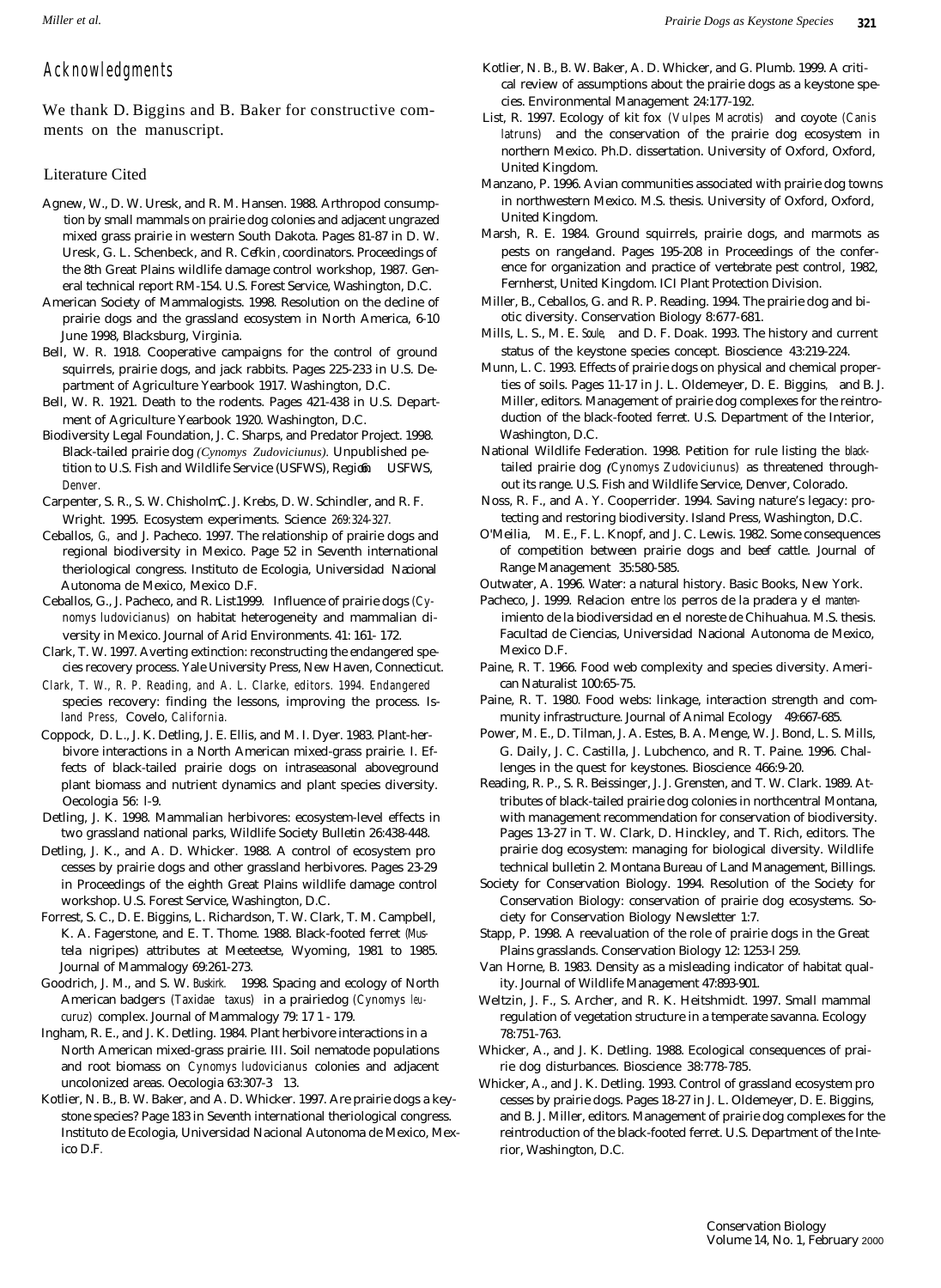## Acknowledgments

We thank D. Biggins and B. Baker for constructive comments on the manuscript.

## Literature Cited

Agnew, W., D. W. Uresk, and R. M. Hansen. 1988. Arthropod consumption by small mammals on prairie dog colonies and adjacent ungrazed mixed grass prairie in western South Dakota. Pages 81-87 in D. W. Uresk, G. L. Schenbeck, and R. Cefkin, coordinators. Proceedings of the 8th Great Plains wildlife damage control workshop, 1987. General technical report RM-154. U.S. Forest Service, Washington, D.C.

American Society of Mammalogists. 1998. Resolution on the decline of prairie dogs and the grassland ecosystem in North America, 6-10 June 1998, Blacksburg, Virginia.

Bell, W. R. 1918. Cooperative campaigns for the control of ground squirrels, prairie dogs, and jack rabbits. Pages 225-233 in U.S. Department of Agriculture Yearbook 1917. Washington, D.C.

Bell, W. R. 1921. Death to the rodents. Pages 421-438 in U.S. Department of Agriculture Yearbook 1920. Washington, D.C.

Biodiversity Legal Foundation, J. C. Sharps, and Predator Project. 1998. Black-tailed prairie dog *(Cynomys Zudoviciunus)*. Unpublished petition to U.S. Fish and Wildlife Service (USFWS), Region 6. USFWS, Denver.

Carpenter, S. R., S. W. Chisholm, C. J. Krebs, D. W. Schindler, and R. F. Wright. 1995. Ecosystem experiments. Science 269:324-327.

Ceballos, G., and J. Pacheco. 1997. The relationship of prairie dogs and regional biodiversity in Mexico. Page 52 in Seventh international theriological congress. Instituto de Ecologia, Universidad Nacional Autonoma de Mexico, Mexico D.F.

Ceballos, G., J. Pacheco, and R. List 1999. Influence of prairie dogs *(Cynomys ludovicianus)* on habitat heterogeneity and mammalian diversity in Mexico. Journal of Arid Environments. 41: 161- 172.

Clark, T. W. 1997. Averting extinction: reconstructing the endangered species recovery process. Yale University Press, New Haven, Connecticut.

Clark, T. W., R. P. Reading, and A. L. Clarke, editors. 1994. Endangered species recovery: finding the lessons, improving the process. Island Press, Covelo, California.

Coppock, D. L., J. K. Detling, J. E. Ellis, and M. I. Dyer. 1983. Plant-herbivore interactions in a North American mixed-grass prairie. I. Effects of black-tailed prairie dogs on intraseasonal aboveground plant biomass and nutrient dynamics and plant species diversity. Oecologia 56: l-9.

Detling, J. K. 1998. Mammalian herbivores: ecosystem-level effects in two grassland national parks, Wildlife Society Bulletin 26:438-448.

Detling, J. K., and A. D. Whicker. 1988. A control of ecosystem processes by prairie dogs and other grassland herbivores. Pages 23-29 in Proceedings of the eighth Great Plains wildlife damage control workshop. U.S. Forest Service, Washington, D.C.

Forrest, S. C., D. E. Biggins, L. Richardson, T. W. Clark, T. M. Campbell, K. A. Fagerstone, and E. T. Thorne. 1988. Black-footed ferret *(Mustela nigripes)* attributes at Meeteetse, Wyoming, 1981 to 1985. Journal of Mammalogy 69:261-273.

Goodrich, J. M., and S. W. Buskirk. 1998. Spacing and ecology of North American badgers *(Taxidae taxus)* in a prairiedog *(Cynomys leucuruz)* complex. Journal of Mammalogy 79: 17 1 - 179.

Ingham, R. E., and J. K. Detling. 1984. Plant herbivore interactions in a North American mixed-grass prairie. III. Soil nematode populations and root biomass on *Cynomys ludovicianus* colonies and adjacent uncolonized areas. Oecologia 63:307-3 13.

Kotlier, N. B., B. W. Baker, and A. D. Whicker. 1997. Are prairie dogs a keystone species? Page 183 in Seventh international theriological congress. Instituto de Ecologia, Universidad Nacional Autonoma de Mexico, Mexico D.F.

Kotlier, N. B., B. W. Baker, A. D. Whicker, and G. Plumb. 1999. A critical review of assumptions about the prairie dogs as a keystone species. Environmental Management 24:177-192.

List, R. 1997. Ecology of kit fox *(Vulpes Macrotis)* and coyote *(Canis latruns)* and the conservation of the prairie dog ecosystem in northern Mexico. Ph.D. dissertation. University of Oxford, Oxford, United Kingdom.

Manzano, P. 1996. Avian communities associated with prairie dog towns in northwestern Mexico. M.S. thesis. University of Oxford, Oxford, United Kingdom.

Marsh, R. E. 1984. Ground squirrels, prairie dogs, and marmots as pests on rangeland. Pages 195-208 in Proceedings of the conference for organization and practice of vertebrate pest control, 1982, Fernherst, United Kingdom. ICI Plant Protection Division.

Miller, B., Ceballos, G. and R. P. Reading. 1994. The prairie dog and biotic diversity. Conservation Biology 8:677-681.

Mills, L. S., M. E. Soule, and D. F. Doak. 1993. The history and current status of the keystone species concept. Bioscience 43:219-224.

Munn, L. C. 1993. Effects of prairie dogs on physical and chemical properties of soils. Pages 11-17 in J. L. Oldemeyer, D. E. Biggins, and B. J. Miller, editors. Management of prairie dog complexes for the reintroduction of the black-footed ferret. U.S. Department of the Interior, Washington, D.C.

National Wildlife Federation. 1998. Petition for rule listing the black-tailed prairie dog *(Cynomys Zudoviciunus)* as threatened throughout its range. U.S. Fish and Wildlife Service, Denver, Colorado.

Noss, R. F., and A. Y. Cooperrider. 1994. Saving nature's legacy: protecting and restoring biodiversity. Island Press, Washington, D.C.

O'Meilia, M. E., F. L. Knopf, and J. C. Lewis. 1982. Some consequences of competition between prairie dogs and beef cattle. Journal of Range Management 35:580-585.

Outwater, A. 1996. Water: a natural history. Basic Books, New York.

Pacheco, J. 1999. Relacion entre los perros de la pradera y el mantenimiento de la biodiversidad en el noreste de Chihuahua. M.S. thesis. Facultad de Ciencias, Universidad Nacional Autonoma de Mexico, Mexico D.F.

Paine, R. T. 1966. Food web complexity and species diversity. American Naturalist 100:65-75.

Paine, R. T. 1980. Food webs: linkage, interaction strength and community infrastructure. Journal of Animal Ecology 49:667-685.

Power, M. E., D. Tilman, J. A. Estes, B. A. Menge, W. J. Bond, L. S. Mills, G. Daily, J. C. Castilla, J. Lubchenco, and R. T. Paine. 1996. Challenges in the quest for keystones. Bioscience 466:9-20.

Reading, R. P., S. R. Beissinger, J. J. Grensten, and T. W. Clark. 1989. Attributes of black-tailed prairie dog colonies in northcentral Montana, with management recommendation for conservation of biodiversity. Pages 13-27 in T. W. Clark, D. Hinckley, and T. Rich, editors. The prairie dog ecosystem: managing for biological diversity. Wildlife technical bulletin 2. Montana Bureau of Land Management, Billings.

Society for Conservation Biology. 1994. Resolution of the Society for Conservation Biology: conservation of prairie dog ecosystems. Society for Conservation Biology Newsletter 1:7.

Stapp, P. 1998. A reevaluation of the role of prairie dogs in the Great Plains grasslands. Conservation Biology 12: 1253-l 259.

Van Horne, B. 1983. Density as a misleading indicator of habitat quality. Journal of Wildlife Management 47:893-901.

Weltzin, J. F., S. Archer, and R. K. Heitshmidt. 1997. Small mammal regulation of vegetation structure in a temperate savanna. Ecology 78:751-763.

Whicker, A., and J. K. Detling. 1988. Ecological consequences of prairie dog disturbances. Bioscience 38:778-785.

Whicker, A., and J. K. Detling. 1993. Control of grassland ecosystem processes by prairie dogs. Pages 18-27 in J. L. Oldemeyer, D. E. Biggins, and B. J. Miller, editors. Management of prairie dog complexes for the reintroduction of the black-footed ferret. U.S. Department of the Interior, Washington, D.C.